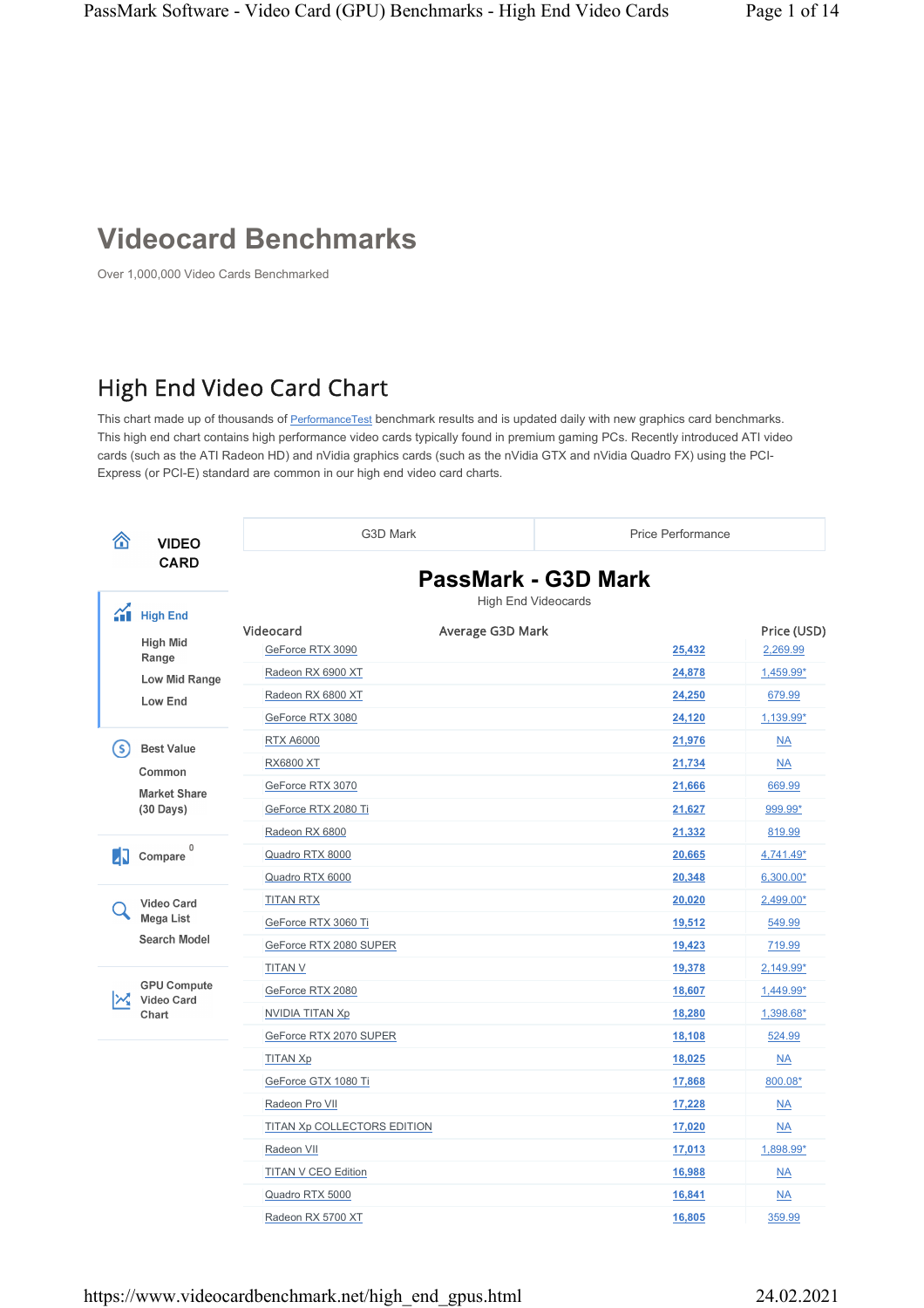# Videocard Benchmarks

Over 1,000,000 Video Cards Benchmarked

## High End Video Card Chart

This chart made up of thousands of PerformanceTest benchmark results and is updated daily with new graphics card benchmarks. This high end chart contains high performance video cards typically found in premium gaming PCs. Recently introduced ATI video cards (such as the ATI Radeon HD) and nVidia graphics cards (such as the nVidia GTX and nVidia Quadro FX) using the PCI-Express (or PCI-E) standard are common in our high end video card charts.

VIDEO CARD

- High End
- High Mid Range
- Low Mid Range
- Low End

- Best Value
- Common
- Market Share (30 Days)

- Compare 0

- Video Card Mega List
- Search Model

- GPU Compute Video Card Chart

G3D Mark | Price Performance

### PassMark - G3D Mark

High End Videocards

| Videocard | Average G3D Mark | Price (USD) |
|---|---|---|
| GeForce RTX 3090 | 25,432 | 2,269.99 |
| Radeon RX 6900 XT | 24,878 | 1,459.99* |
| Radeon RX 6800 XT | 24,250 | 679.99 |
| GeForce RTX 3080 | 24,120 | 1,139.99* |
| RTX A6000 | 21,976 | NA |
| RX6800 XT | 21,734 | NA |
| GeForce RTX 3070 | 21,666 | 669.99 |
| GeForce RTX 2080 Ti | 21,627 | 999.99* |
| Radeon RX 6800 | 21,332 | 819.99 |
| Quadro RTX 8000 | 20,665 | 4,741.49* |
| Quadro RTX 6000 | 20,348 | 6,300.00* |
| TITAN RTX | 20,020 | 2,499.00* |
| GeForce RTX 3060 Ti | 19,512 | 549.99 |
| GeForce RTX 2080 SUPER | 19,423 | 719.99 |
| TITAN V | 19,378 | 2,149.99* |
| GeForce RTX 2080 | 18,607 | 1,449.99* |
| NVIDIA TITAN Xp | 18,280 | 1,398.68* |
| GeForce RTX 2070 SUPER | 18,108 | 524.99 |
| TITAN Xp | 18,025 | NA |
| GeForce GTX 1080 Ti | 17,868 | 800.08* |
| Radeon Pro VII | 17,228 | NA |
| TITAN Xp COLLECTORS EDITION | 17,020 | NA |
| Radeon VII | 17,013 | 1,898.99* |
| TITAN V CEO Edition | 16,988 | NA |
| Quadro RTX 5000 | 16,841 | NA |
| Radeon RX 5700 XT | 16,805 | 359.99 |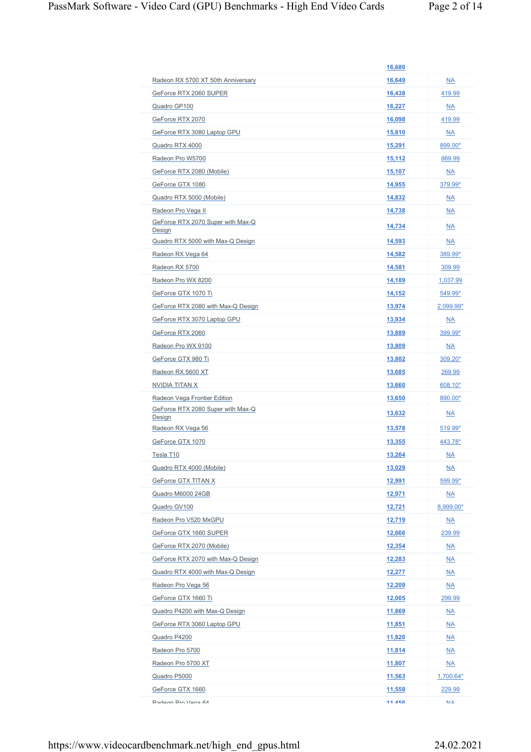| | | |
|---|---|---|
| | 16,680 | |
| Radeon RX 5700 XT 50th Anniversary | 16,649 | NA |
| GeForce RTX 2060 SUPER | 16,438 | 419.99 |
| Quadro GP100 | 16,227 | NA |
| GeForce RTX 2070 | 16,098 | 419.99 |
| GeForce RTX 3080 Laptop GPU | 15,810 | NA |
| Quadro RTX 4000 | 15,291 | 899.00* |
| Radeon Pro W5700 | 15,112 | 869.99 |
| GeForce RTX 2080 (Mobile) | 15,107 | NA |
| GeForce GTX 1080 | 14,955 | 379.99* |
| Quadro RTX 5000 (Mobile) | 14,832 | NA |
| Radeon Pro Vega II | 14,738 | NA |
| GeForce RTX 2070 Super with Max-Q Design | 14,734 | NA |
| Quadro RTX 5000 with Max-Q Design | 14,593 | NA |
| Radeon RX Vega 64 | 14,582 | 389.99* |
| Radeon RX 5700 | 14,581 | 309.99 |
| Radeon Pro WX 8200 | 14,189 | 1,037.99 |
| GeForce GTX 1070 Ti | 14,152 | 549.99* |
| GeForce RTX 2080 with Max-Q Design | 13,974 | 2,099.99* |
| GeForce RTX 3070 Laptop GPU | 13,934 | NA |
| GeForce RTX 2060 | 13,889 | 399.99* |
| Radeon Pro WX 9100 | 13,809 | NA |
| GeForce GTX 980 Ti | 13,802 | 309.20* |
| Radeon RX 5600 XT | 13,685 | 269.99 |
| NVIDIA TITAN X | 13,660 | 608.10* |
| Radeon Vega Frontier Edition | 13,650 | 890.00* |
| GeForce RTX 2080 Super with Max-Q Design | 13,632 | NA |
| Radeon RX Vega 56 | 13,578 | 519.99* |
| GeForce GTX 1070 | 13,355 | 443.78* |
| Tesla T10 | 13,264 | NA |
| Quadro RTX 4000 (Mobile) | 13,029 | NA |
| GeForce GTX TITAN X | 12,991 | 599.99* |
| Quadro M6000 24GB | 12,971 | NA |
| Quadro GV100 | 12,721 | 8,999.00* |
| Radeon Pro V520 MxGPU | 12,719 | NA |
| GeForce GTX 1660 SUPER | 12,666 | 239.99 |
| GeForce RTX 2070 (Mobile) | 12,354 | NA |
| GeForce RTX 2070 with Max-Q Design | 12,283 | NA |
| Quadro RTX 4000 with Max-Q Design | 12,277 | NA |
| Radeon Pro Vega 56 | 12,209 | NA |
| GeForce GTX 1660 Ti | 12,005 | 299.99 |
| Quadro P4200 with Max-Q Design | 11,869 | NA |
| GeForce RTX 3060 Laptop GPU | 11,851 | NA |
| Quadro P4200 | 11,820 | NA |
| Radeon Pro 5700 | 11,814 | NA |
| Radeon Pro 5700 XT | 11,807 | NA |
| Quadro P5000 | 11,563 | 1,700.64* |
| GeForce GTX 1660 | 11,559 | 229.99 |
| Radeon Pro Vega 64 | 11,456 | NA |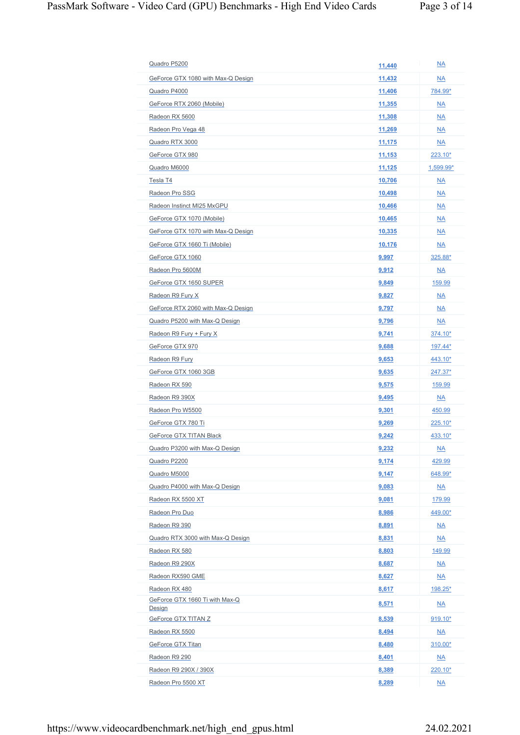| | | |
|---|---|---|
| Quadro P5200 | 11,440 | NA |
| GeForce GTX 1080 with Max-Q Design | 11,432 | NA |
| Quadro P4000 | 11,406 | 784.99* |
| GeForce RTX 2060 (Mobile) | 11,355 | NA |
| Radeon RX 5600 | 11,308 | NA |
| Radeon Pro Vega 48 | 11,269 | NA |
| Quadro RTX 3000 | 11,175 | NA |
| GeForce GTX 980 | 11,153 | 223.10* |
| Quadro M6000 | 11,125 | 1,599.99* |
| Tesla T4 | 10,706 | NA |
| Radeon Pro SSG | 10,498 | NA |
| Radeon Instinct MI25 MxGPU | 10,466 | NA |
| GeForce GTX 1070 (Mobile) | 10,465 | NA |
| GeForce GTX 1070 with Max-Q Design | 10,335 | NA |
| GeForce GTX 1660 Ti (Mobile) | 10,176 | NA |
| GeForce GTX 1060 | 9,997 | 325.88* |
| Radeon Pro 5600M | 9,912 | NA |
| GeForce GTX 1650 SUPER | 9,849 | 159.99 |
| Radeon R9 Fury X | 9,827 | NA |
| GeForce RTX 2060 with Max-Q Design | 9,797 | NA |
| Quadro P5200 with Max-Q Design | 9,796 | NA |
| Radeon R9 Fury + Fury X | 9,741 | 374.10* |
| GeForce GTX 970 | 9,688 | 197.44* |
| Radeon R9 Fury | 9,653 | 443.10* |
| GeForce GTX 1060 3GB | 9,635 | 247.37* |
| Radeon RX 590 | 9,575 | 159.99 |
| Radeon R9 390X | 9,495 | NA |
| Radeon Pro W5500 | 9,301 | 450.99 |
| GeForce GTX 780 Ti | 9,269 | 225.10* |
| GeForce GTX TITAN Black | 9,242 | 433.10* |
| Quadro P3200 with Max-Q Design | 9,232 | NA |
| Quadro P2200 | 9,174 | 429.99 |
| Quadro M5000 | 9,147 | 648.99* |
| Quadro P4000 with Max-Q Design | 9,083 | NA |
| Radeon RX 5500 XT | 9,081 | 179.99 |
| Radeon Pro Duo | 8,986 | 449.00* |
| Radeon R9 390 | 8,891 | NA |
| Quadro RTX 3000 with Max-Q Design | 8,831 | NA |
| Radeon RX 580 | 8,803 | 149.99 |
| Radeon R9 290X | 8,687 | NA |
| Radeon RX590 GME | 8,627 | NA |
| Radeon RX 480 | 8,617 | 198.25* |
| GeForce GTX 1660 Ti with Max-Q Design | 8,571 | NA |
| GeForce GTX TITAN Z | 8,539 | 919.10* |
| Radeon RX 5500 | 8,494 | NA |
| GeForce GTX Titan | 8,480 | 310.00* |
| Radeon R9 290 | 8,401 | NA |
| Radeon R9 290X / 390X | 8,389 | 220.10* |
| Radeon Pro 5500 XT | 8,289 | NA |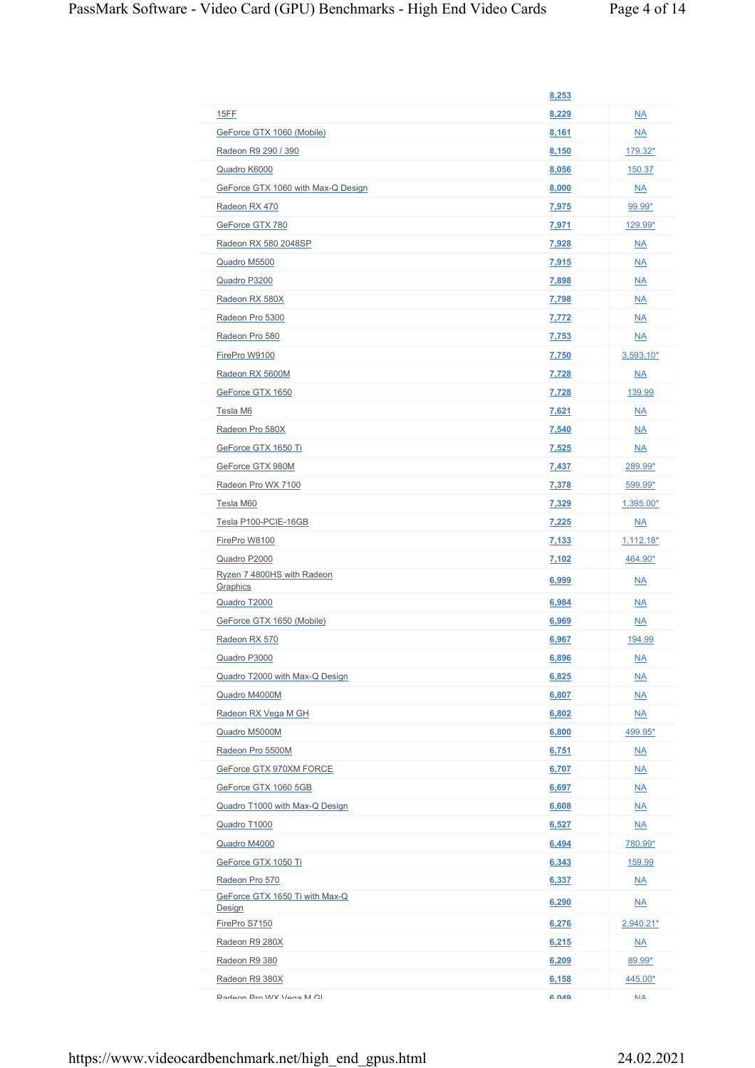| | | |
|---|---|---|
| | 8,253 | |
| 15FF | 8,229 | NA |
| GeForce GTX 1060 (Mobile) | 8,161 | NA |
| Radeon R9 290 / 390 | 8,150 | 179.32* |
| Quadro K6000 | 8,056 | 150.37 |
| GeForce GTX 1060 with Max-Q Design | 8,000 | NA |
| Radeon RX 470 | 7,975 | 99.99* |
| GeForce GTX 780 | 7,971 | 129.99* |
| Radeon RX 580 2048SP | 7,928 | NA |
| Quadro M5500 | 7,915 | NA |
| Quadro P3200 | 7,898 | NA |
| Radeon RX 580X | 7,798 | NA |
| Radeon Pro 5300 | 7,772 | NA |
| Radeon Pro 580 | 7,753 | NA |
| FirePro W9100 | 7,750 | 3,593.10* |
| Radeon RX 5600M | 7,728 | NA |
| GeForce GTX 1650 | 7,728 | 139.99 |
| Tesla M6 | 7,621 | NA |
| Radeon Pro 580X | 7,540 | NA |
| GeForce GTX 1650 Ti | 7,525 | NA |
| GeForce GTX 980M | 7,437 | 289.99* |
| Radeon Pro WX 7100 | 7,378 | 599.99* |
| Tesla M60 | 7,329 | 1,395.00* |
| Tesla P100-PCIE-16GB | 7,225 | NA |
| FirePro W8100 | 7,133 | 1,112.18* |
| Quadro P2000 | 7,102 | 464.90* |
| Ryzen 7 4800HS with Radeon Graphics | 6,999 | NA |
| Quadro T2000 | 6,984 | NA |
| GeForce GTX 1650 (Mobile) | 6,969 | NA |
| Radeon RX 570 | 6,967 | 194.99 |
| Quadro P3000 | 6,896 | NA |
| Quadro T2000 with Max-Q Design | 6,825 | NA |
| Quadro M4000M | 6,807 | NA |
| Radeon RX Vega M GH | 6,802 | NA |
| Quadro M5000M | 6,800 | 499.95* |
| Radeon Pro 5500M | 6,751 | NA |
| GeForce GTX 970XM FORCE | 6,707 | NA |
| GeForce GTX 1060 5GB | 6,697 | NA |
| Quadro T1000 with Max-Q Design | 6,608 | NA |
| Quadro T1000 | 6,527 | NA |
| Quadro M4000 | 6,494 | 780.99* |
| GeForce GTX 1050 Ti | 6,343 | 159.99 |
| Radeon Pro 570 | 6,337 | NA |
| GeForce GTX 1650 Ti with Max-Q Design | 6,290 | NA |
| FirePro S7150 | 6,276 | 2,940.21* |
| Radeon R9 280X | 6,215 | NA |
| Radeon R9 380 | 6,209 | 89.99* |
| Radeon R9 380X | 6,158 | 445.00* |
| Radeon Pro WX Vega M GL | 6,049 | NA |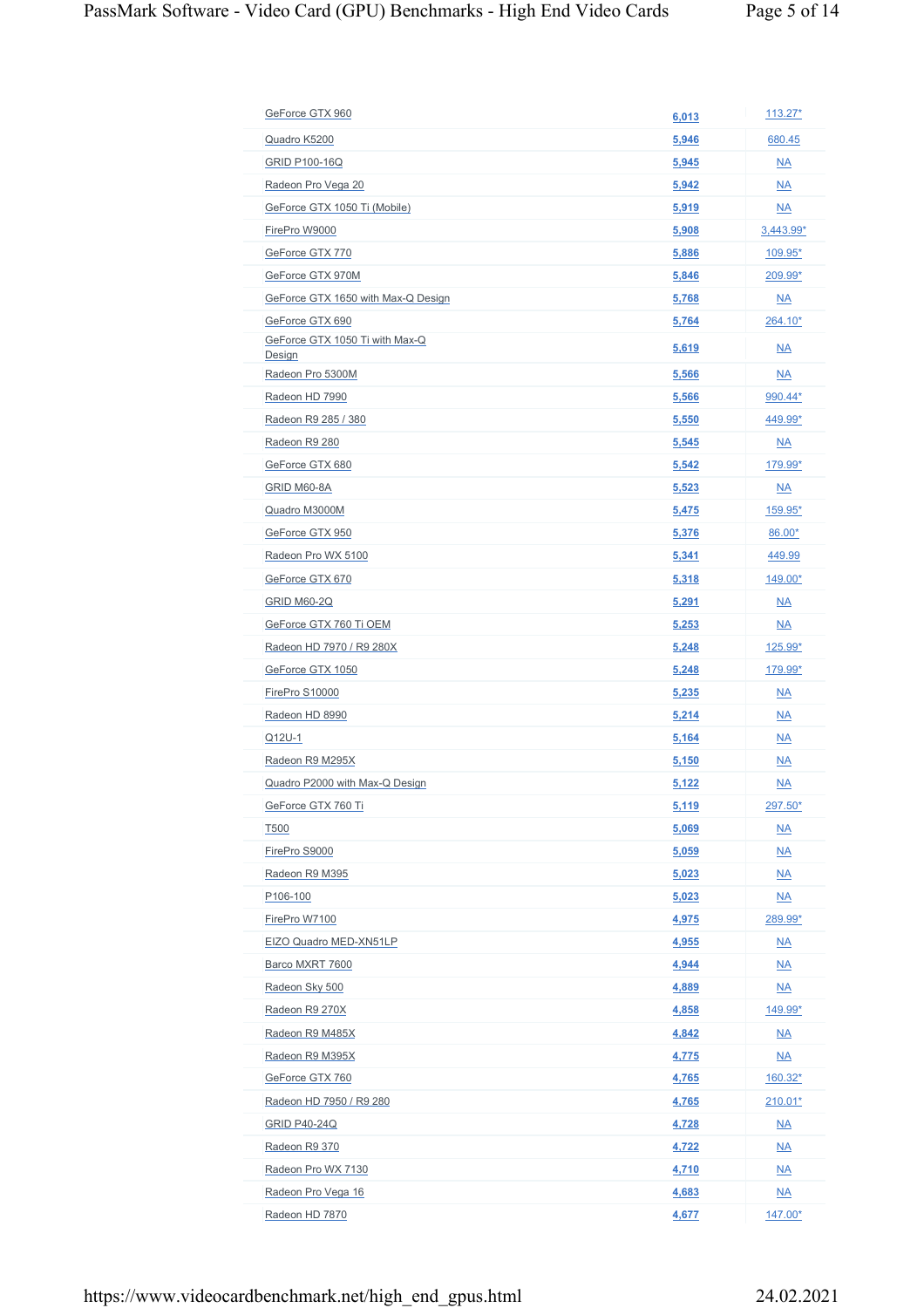| | | |
|---|---|---|
| GeForce GTX 960 | 6,013 | 113.27* |
| Quadro K5200 | 5,946 | 680.45 |
| GRID P100-16Q | 5,945 | NA |
| Radeon Pro Vega 20 | 5,942 | NA |
| GeForce GTX 1050 Ti (Mobile) | 5,919 | NA |
| FirePro W9000 | 5,908 | 3,443.99* |
| GeForce GTX 770 | 5,886 | 109.95* |
| GeForce GTX 970M | 5,846 | 209.99* |
| GeForce GTX 1650 with Max-Q Design | 5,768 | NA |
| GeForce GTX 690 | 5,764 | 264.10* |
| GeForce GTX 1050 Ti with Max-Q Design | 5,619 | NA |
| Radeon Pro 5300M | 5,566 | NA |
| Radeon HD 7990 | 5,566 | 990.44* |
| Radeon R9 285 / 380 | 5,550 | 449.99* |
| Radeon R9 280 | 5,545 | NA |
| GeForce GTX 680 | 5,542 | 179.99* |
| GRID M60-8A | 5,523 | NA |
| Quadro M3000M | 5,475 | 159.95* |
| GeForce GTX 950 | 5,376 | 86.00* |
| Radeon Pro WX 5100 | 5,341 | 449.99 |
| GeForce GTX 670 | 5,318 | 149.00* |
| GRID M60-2Q | 5,291 | NA |
| GeForce GTX 760 Ti OEM | 5,253 | NA |
| Radeon HD 7970 / R9 280X | 5,248 | 125.99* |
| GeForce GTX 1050 | 5,248 | 179.99* |
| FirePro S10000 | 5,235 | NA |
| Radeon HD 8990 | 5,214 | NA |
| Q12U-1 | 5,164 | NA |
| Radeon R9 M295X | 5,150 | NA |
| Quadro P2000 with Max-Q Design | 5,122 | NA |
| GeForce GTX 760 Ti | 5,119 | 297.50* |
| T500 | 5,069 | NA |
| FirePro S9000 | 5,059 | NA |
| Radeon R9 M395 | 5,023 | NA |
| P106-100 | 5,023 | NA |
| FirePro W7100 | 4,975 | 289.99* |
| EIZO Quadro MED-XN51LP | 4,955 | NA |
| Barco MXRT 7600 | 4,944 | NA |
| Radeon Sky 500 | 4,889 | NA |
| Radeon R9 270X | 4,858 | 149.99* |
| Radeon R9 M485X | 4,842 | NA |
| Radeon R9 M395X | 4,775 | NA |
| GeForce GTX 760 | 4,765 | 160.32* |
| Radeon HD 7950 / R9 280 | 4,765 | 210.01* |
| GRID P40-24Q | 4,728 | NA |
| Radeon R9 370 | 4,722 | NA |
| Radeon Pro WX 7130 | 4,710 | NA |
| Radeon Pro Vega 16 | 4,683 | NA |
| Radeon HD 7870 | 4,677 | 147.00* |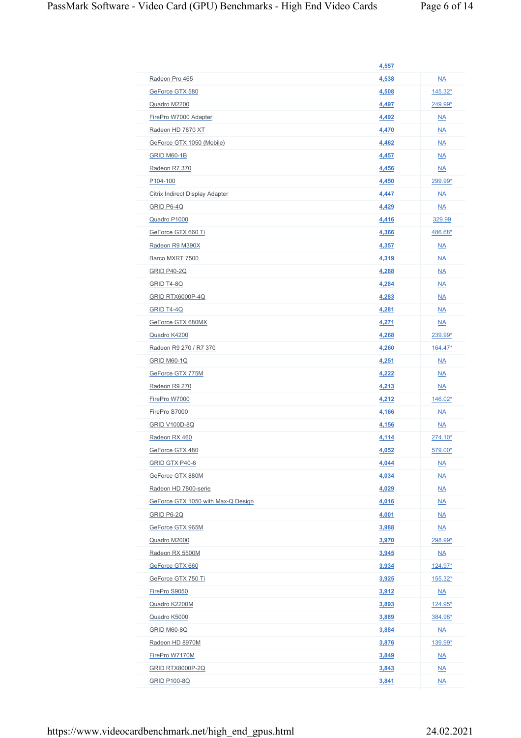| | | |
|---|---|---|
| | 4,557 | |
| Radeon Pro 465 | 4,538 | NA |
| GeForce GTX 580 | 4,508 | 145.32* |
| Quadro M2200 | 4,497 | 249.99* |
| FirePro W7000 Adapter | 4,492 | NA |
| Radeon HD 7870 XT | 4,470 | NA |
| GeForce GTX 1050 (Mobile) | 4,462 | NA |
| GRID M60-1B | 4,457 | NA |
| Radeon R7 370 | 4,456 | NA |
| P104-100 | 4,450 | 299.99* |
| Citrix Indirect Display Adapter | 4,447 | NA |
| GRID P6-4Q | 4,429 | NA |
| Quadro P1000 | 4,416 | 329.99 |
| GeForce GTX 660 Ti | 4,366 | 486.68* |
| Radeon R9 M390X | 4,357 | NA |
| Barco MXRT 7500 | 4,319 | NA |
| GRID P40-2Q | 4,288 | NA |
| GRID T4-8Q | 4,284 | NA |
| GRID RTX6000P-4Q | 4,283 | NA |
| GRID T4-4Q | 4,281 | NA |
| GeForce GTX 680MX | 4,271 | NA |
| Quadro K4200 | 4,268 | 239.99* |
| Radeon R9 270 / R7 370 | 4,260 | 164.47* |
| GRID M60-1Q | 4,251 | NA |
| GeForce GTX 775M | 4,222 | NA |
| Radeon R9 270 | 4,213 | NA |
| FirePro W7000 | 4,212 | 146.02* |
| FirePro S7000 | 4,166 | NA |
| GRID V100D-8Q | 4,156 | NA |
| Radeon RX 460 | 4,114 | 274.10* |
| GeForce GTX 480 | 4,052 | 579.00* |
| GRID GTX P40-6 | 4,044 | NA |
| GeForce GTX 880M | 4,034 | NA |
| Radeon HD 7800-serie | 4,029 | NA |
| GeForce GTX 1050 with Max-Q Design | 4,016 | NA |
| GRID P6-2Q | 4,001 | NA |
| GeForce GTX 965M | 3,988 | NA |
| Quadro M2000 | 3,970 | 298.99* |
| Radeon RX 5500M | 3,945 | NA |
| GeForce GTX 660 | 3,934 | 124.97* |
| GeForce GTX 750 Ti | 3,925 | 155.32* |
| FirePro S9050 | 3,912 | NA |
| Quadro K2200M | 3,893 | 124.95* |
| Quadro K5000 | 3,889 | 384.98* |
| GRID M60-8Q | 3,884 | NA |
| Radeon HD 8970M | 3,876 | 139.99* |
| FirePro W7170M | 3,849 | NA |
| GRID RTX8000P-2Q | 3,843 | NA |
| GRID P100-8Q | 3,841 | NA |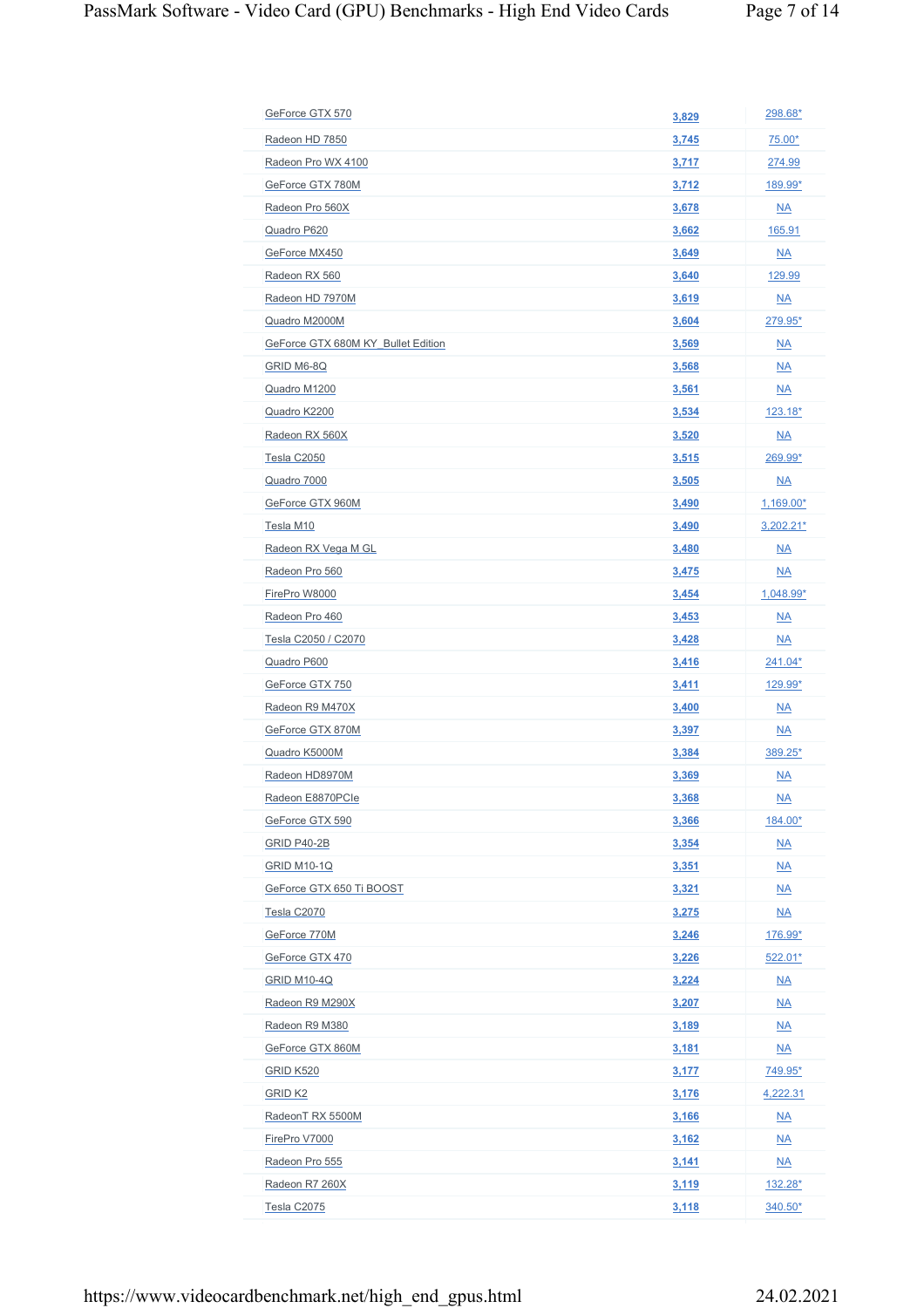| | | |
|---|---|---|
| GeForce GTX 570 | 3,829 | 298.68* |
| Radeon HD 7850 | 3,745 | 75.00* |
| Radeon Pro WX 4100 | 3,717 | 274.99 |
| GeForce GTX 780M | 3,712 | 189.99* |
| Radeon Pro 560X | 3,678 | NA |
| Quadro P620 | 3,662 | 165.91 |
| GeForce MX450 | 3,649 | NA |
| Radeon RX 560 | 3,640 | 129.99 |
| Radeon HD 7970M | 3,619 | NA |
| Quadro M2000M | 3,604 | 279.95* |
| GeForce GTX 680M KY_Bullet Edition | 3,569 | NA |
| GRID M6-8Q | 3,568 | NA |
| Quadro M1200 | 3,561 | NA |
| Quadro K2200 | 3,534 | 123.18* |
| Radeon RX 560X | 3,520 | NA |
| Tesla C2050 | 3,515 | 269.99* |
| Quadro 7000 | 3,505 | NA |
| GeForce GTX 960M | 3,490 | 1,169.00* |
| Tesla M10 | 3,490 | 3,202.21* |
| Radeon RX Vega M GL | 3,480 | NA |
| Radeon Pro 560 | 3,475 | NA |
| FirePro W8000 | 3,454 | 1,048.99* |
| Radeon Pro 460 | 3,453 | NA |
| Tesla C2050 / C2070 | 3,428 | NA |
| Quadro P600 | 3,416 | 241.04* |
| GeForce GTX 750 | 3,411 | 129.99* |
| Radeon R9 M470X | 3,400 | NA |
| GeForce GTX 870M | 3,397 | NA |
| Quadro K5000M | 3,384 | 389.25* |
| Radeon HD8970M | 3,369 | NA |
| Radeon E8870PCIe | 3,368 | NA |
| GeForce GTX 590 | 3,366 | 184.00* |
| GRID P40-2B | 3,354 | NA |
| GRID M10-1Q | 3,351 | NA |
| GeForce GTX 650 Ti BOOST | 3,321 | NA |
| Tesla C2070 | 3,275 | NA |
| GeForce 770M | 3,246 | 176.99* |
| GeForce GTX 470 | 3,226 | 522.01* |
| GRID M10-4Q | 3,224 | NA |
| Radeon R9 M290X | 3,207 | NA |
| Radeon R9 M380 | 3,189 | NA |
| GeForce GTX 860M | 3,181 | NA |
| GRID K520 | 3,177 | 749.95* |
| GRID K2 | 3,176 | 4,222.31 |
| RadeonT RX 5500M | 3,166 | NA |
| FirePro V7000 | 3,162 | NA |
| Radeon Pro 555 | 3,141 | NA |
| Radeon R7 260X | 3,119 | 132.28* |
| Tesla C2075 | 3,118 | 340.50* |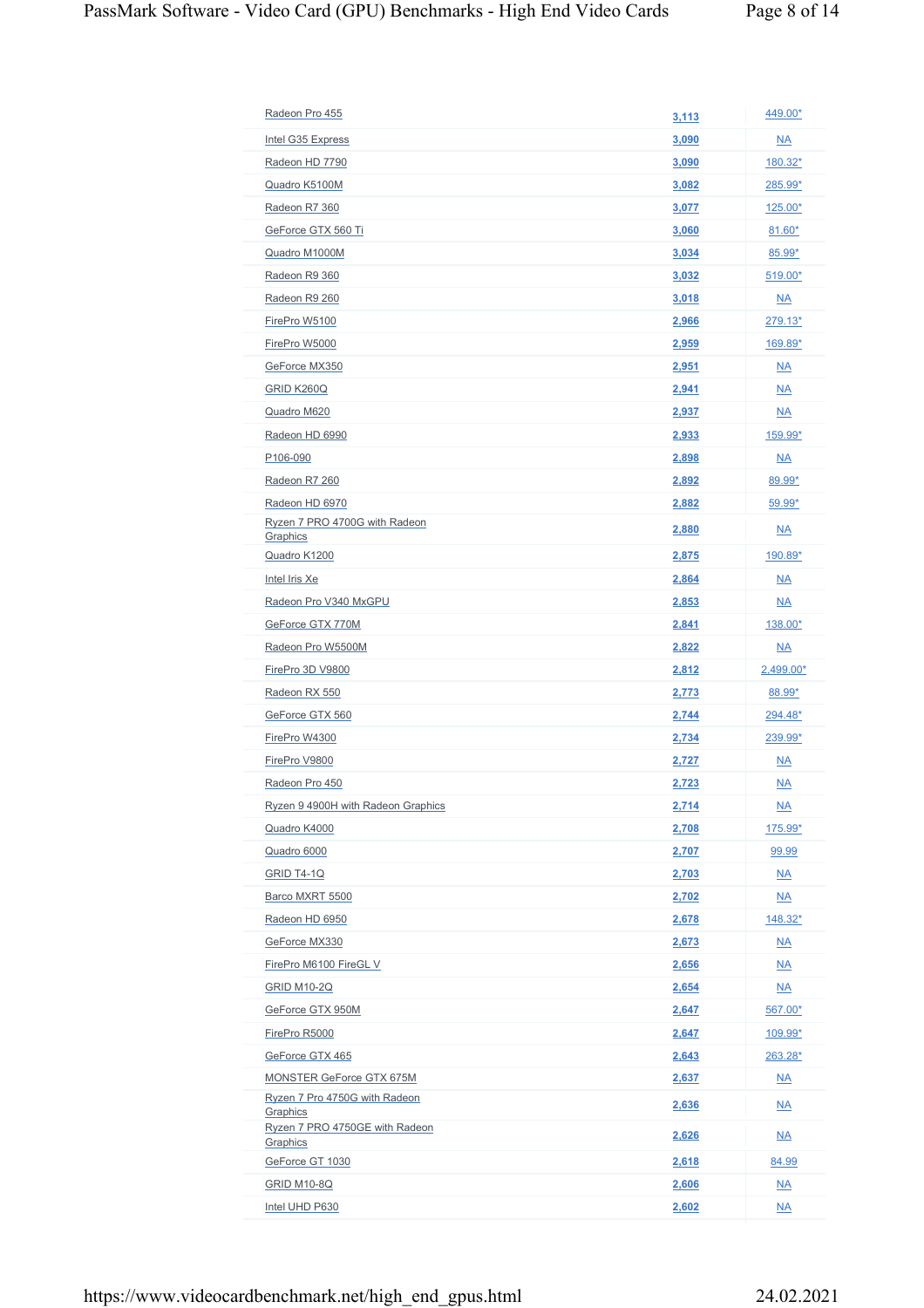| | | |
|---|---|---|
| Radeon Pro 455 | 3,113 | 449.00* |
| Intel G35 Express | 3,090 | NA |
| Radeon HD 7790 | 3,090 | 180.32* |
| Quadro K5100M | 3,082 | 285.99* |
| Radeon R7 360 | 3,077 | 125.00* |
| GeForce GTX 560 Ti | 3,060 | 81.60* |
| Quadro M1000M | 3,034 | 85.99* |
| Radeon R9 360 | 3,032 | 519.00* |
| Radeon R9 260 | 3,018 | NA |
| FirePro W5100 | 2,966 | 279.13* |
| FirePro W5000 | 2,959 | 169.89* |
| GeForce MX350 | 2,951 | NA |
| GRID K260Q | 2,941 | NA |
| Quadro M620 | 2,937 | NA |
| Radeon HD 6990 | 2,933 | 159.99* |
| P106-090 | 2,898 | NA |
| Radeon R7 260 | 2,892 | 89.99* |
| Radeon HD 6970 | 2,882 | 59.99* |
| Ryzen 7 PRO 4700G with Radeon Graphics | 2,880 | NA |
| Quadro K1200 | 2,875 | 190.89* |
| Intel Iris Xe | 2,864 | NA |
| Radeon Pro V340 MxGPU | 2,853 | NA |
| GeForce GTX 770M | 2,841 | 138.00* |
| Radeon Pro W5500M | 2,822 | NA |
| FirePro 3D V9800 | 2,812 | 2,499.00* |
| Radeon RX 550 | 2,773 | 88.99* |
| GeForce GTX 560 | 2,744 | 294.48* |
| FirePro W4300 | 2,734 | 239.99* |
| FirePro V9800 | 2,727 | NA |
| Radeon Pro 450 | 2,723 | NA |
| Ryzen 9 4900H with Radeon Graphics | 2,714 | NA |
| Quadro K4000 | 2,708 | 175.99* |
| Quadro 6000 | 2,707 | 99.99 |
| GRID T4-1Q | 2,703 | NA |
| Barco MXRT 5500 | 2,702 | NA |
| Radeon HD 6950 | 2,678 | 148.32* |
| GeForce MX330 | 2,673 | NA |
| FirePro M6100 FireGL V | 2,656 | NA |
| GRID M10-2Q | 2,654 | NA |
| GeForce GTX 950M | 2,647 | 567.00* |
| FirePro R5000 | 2,647 | 109.99* |
| GeForce GTX 465 | 2,643 | 263.28* |
| MONSTER GeForce GTX 675M | 2,637 | NA |
| Ryzen 7 Pro 4750G with Radeon Graphics | 2,636 | NA |
| Ryzen 7 PRO 4750GE with Radeon Graphics | 2,626 | NA |
| GeForce GT 1030 | 2,618 | 84.99 |
| GRID M10-8Q | 2,606 | NA |
| Intel UHD P630 | 2,602 | NA |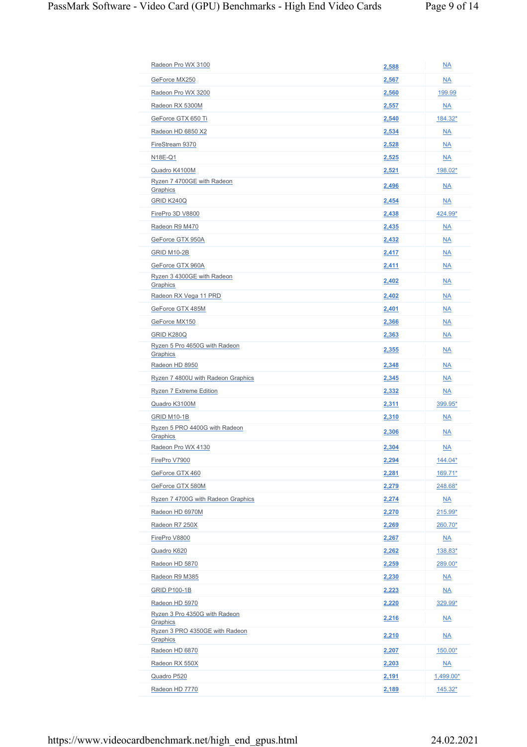| | | |
|---|---|---|
| Radeon Pro WX 3100 | 2,588 | NA |
| GeForce MX250 | 2,567 | NA |
| Radeon Pro WX 3200 | 2,560 | 199.99 |
| Radeon RX 5300M | 2,557 | NA |
| GeForce GTX 650 Ti | 2,540 | 184.32* |
| Radeon HD 6850 X2 | 2,534 | NA |
| FireStream 9370 | 2,528 | NA |
| N18E-Q1 | 2,525 | NA |
| Quadro K4100M | 2,521 | 198.02* |
| Ryzen 7 4700GE with Radeon Graphics | 2,496 | NA |
| GRID K240Q | 2,454 | NA |
| FirePro 3D V8800 | 2,438 | 424.99* |
| Radeon R9 M470 | 2,435 | NA |
| GeForce GTX 950A | 2,432 | NA |
| GRID M10-2B | 2,417 | NA |
| GeForce GTX 960A | 2,411 | NA |
| Ryzen 3 4300GE with Radeon Graphics | 2,402 | NA |
| Radeon RX Vega 11 PRD | 2,402 | NA |
| GeForce GTX 485M | 2,401 | NA |
| GeForce MX150 | 2,366 | NA |
| GRID K280Q | 2,363 | NA |
| Ryzen 5 Pro 4650G with Radeon Graphics | 2,355 | NA |
| Radeon HD 8950 | 2,348 | NA |
| Ryzen 7 4800U with Radeon Graphics | 2,345 | NA |
| Ryzen 7 Extreme Edition | 2,332 | NA |
| Quadro K3100M | 2,311 | 399.95* |
| GRID M10-1B | 2,310 | NA |
| Ryzen 5 PRO 4400G with Radeon Graphics | 2,306 | NA |
| Radeon Pro WX 4130 | 2,304 | NA |
| FirePro V7900 | 2,294 | 144.04* |
| GeForce GTX 460 | 2,281 | 169.71* |
| GeForce GTX 580M | 2,279 | 248.68* |
| Ryzen 7 4700G with Radeon Graphics | 2,274 | NA |
| Radeon HD 6970M | 2,270 | 215.99* |
| Radeon R7 250X | 2,269 | 260.70* |
| FirePro V8800 | 2,267 | NA |
| Quadro K620 | 2,262 | 138.83* |
| Radeon HD 5870 | 2,259 | 289.00* |
| Radeon R9 M385 | 2,230 | NA |
| GRID P100-1B | 2,223 | NA |
| Radeon HD 5970 | 2,220 | 329.99* |
| Ryzen 3 Pro 4350G with Radeon Graphics | 2,216 | NA |
| Ryzen 3 PRO 4350GE with Radeon Graphics | 2,210 | NA |
| Radeon HD 6870 | 2,207 | 150.00* |
| Radeon RX 550X | 2,203 | NA |
| Quadro P520 | 2,191 | 1,499.00* |
| Radeon HD 7770 | 2,189 | 145.32* |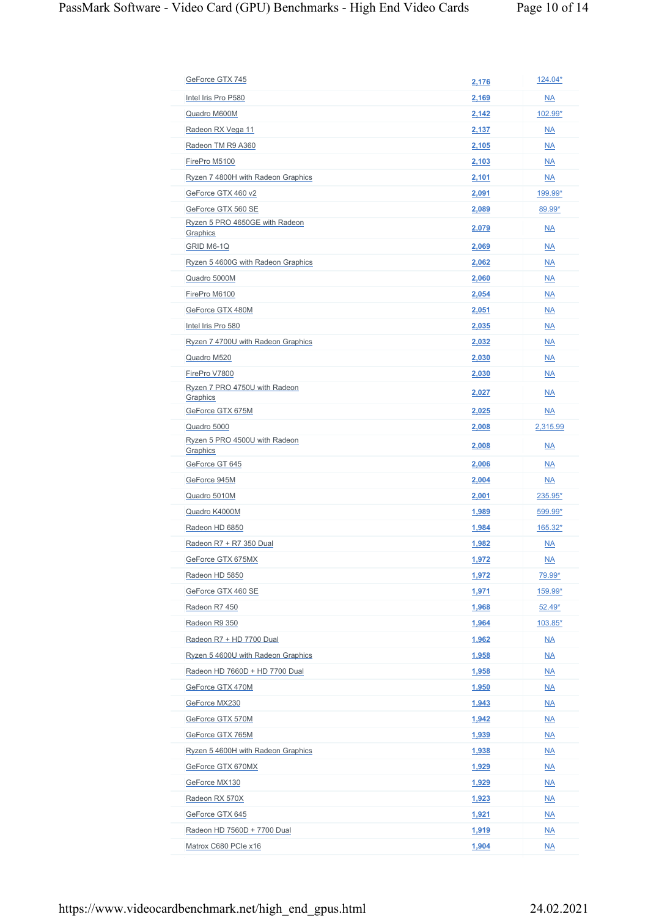| | | |
|---|---|---|
| GeForce GTX 745 | 2,176 | 124.04* |
| Intel Iris Pro P580 | 2,169 | NA |
| Quadro M600M | 2,142 | 102.99* |
| Radeon RX Vega 11 | 2,137 | NA |
| Radeon TM R9 A360 | 2,105 | NA |
| FirePro M5100 | 2,103 | NA |
| Ryzen 7 4800H with Radeon Graphics | 2,101 | NA |
| GeForce GTX 460 v2 | 2,091 | 199.99* |
| GeForce GTX 560 SE | 2,089 | 89.99* |
| Ryzen 5 PRO 4650GE with Radeon Graphics | 2,079 | NA |
| GRID M6-1Q | 2,069 | NA |
| Ryzen 5 4600G with Radeon Graphics | 2,062 | NA |
| Quadro 5000M | 2,060 | NA |
| FirePro M6100 | 2,054 | NA |
| GeForce GTX 480M | 2,051 | NA |
| Intel Iris Pro 580 | 2,035 | NA |
| Ryzen 7 4700U with Radeon Graphics | 2,032 | NA |
| Quadro M520 | 2,030 | NA |
| FirePro V7800 | 2,030 | NA |
| Ryzen 7 PRO 4750U with Radeon Graphics | 2,027 | NA |
| GeForce GTX 675M | 2,025 | NA |
| Quadro 5000 | 2,008 | 2,315.99 |
| Ryzen 5 PRO 4500U with Radeon Graphics | 2,008 | NA |
| GeForce GT 645 | 2,006 | NA |
| GeForce 945M | 2,004 | NA |
| Quadro 5010M | 2,001 | 235.95* |
| Quadro K4000M | 1,989 | 599.99* |
| Radeon HD 6850 | 1,984 | 165.32* |
| Radeon R7 + R7 350 Dual | 1,982 | NA |
| GeForce GTX 675MX | 1,972 | NA |
| Radeon HD 5850 | 1,972 | 79.99* |
| GeForce GTX 460 SE | 1,971 | 159.99* |
| Radeon R7 450 | 1,968 | 52.49* |
| Radeon R9 350 | 1,964 | 103.85* |
| Radeon R7 + HD 7700 Dual | 1,962 | NA |
| Ryzen 5 4600U with Radeon Graphics | 1,958 | NA |
| Radeon HD 7660D + HD 7700 Dual | 1,958 | NA |
| GeForce GTX 470M | 1,950 | NA |
| GeForce MX230 | 1,943 | NA |
| GeForce GTX 570M | 1,942 | NA |
| GeForce GTX 765M | 1,939 | NA |
| Ryzen 5 4600H with Radeon Graphics | 1,938 | NA |
| GeForce GTX 670MX | 1,929 | NA |
| GeForce MX130 | 1,929 | NA |
| Radeon RX 570X | 1,923 | NA |
| GeForce GTX 645 | 1,921 | NA |
| Radeon HD 7560D + 7700 Dual | 1,919 | NA |
| Matrox C680 PCIe x16 | 1,904 | NA |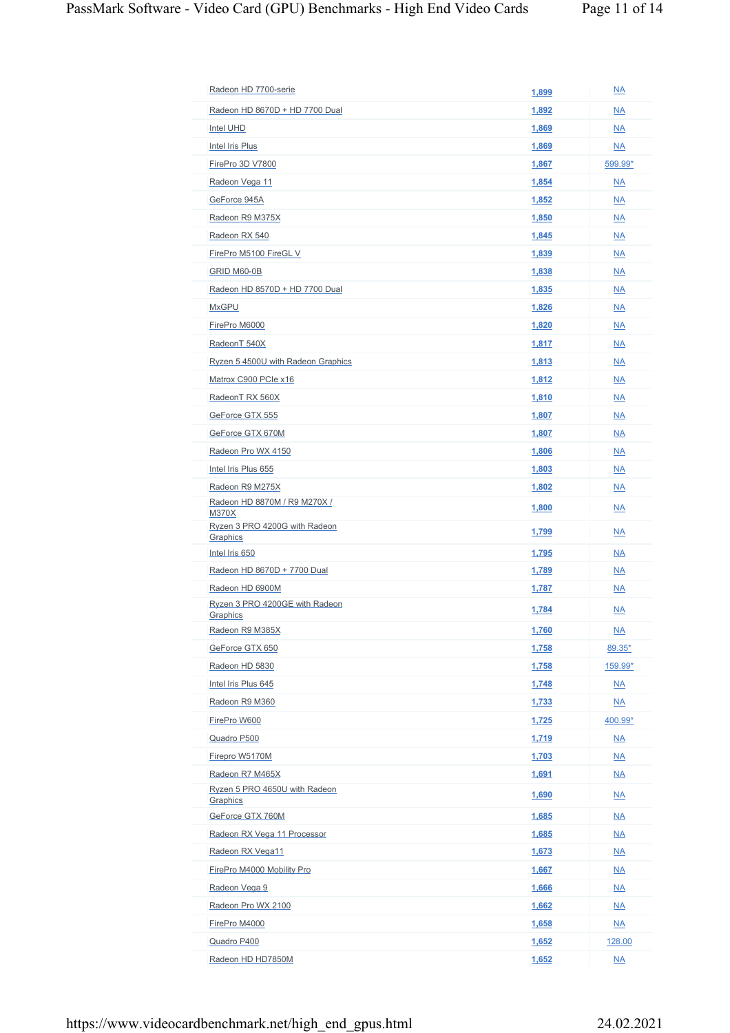| | | |
|---|---|---|
| Radeon HD 7700-serie | 1,899 | NA |
| Radeon HD 8670D + HD 7700 Dual | 1,892 | NA |
| Intel UHD | 1,869 | NA |
| Intel Iris Plus | 1,869 | NA |
| FirePro 3D V7800 | 1,867 | 599.99* |
| Radeon Vega 11 | 1,854 | NA |
| GeForce 945A | 1,852 | NA |
| Radeon R9 M375X | 1,850 | NA |
| Radeon RX 540 | 1,845 | NA |
| FirePro M5100 FireGL V | 1,839 | NA |
| GRID M60-0B | 1,838 | NA |
| Radeon HD 8570D + HD 7700 Dual | 1,835 | NA |
| MxGPU | 1,826 | NA |
| FirePro M6000 | 1,820 | NA |
| RadeonT 540X | 1,817 | NA |
| Ryzen 5 4500U with Radeon Graphics | 1,813 | NA |
| Matrox C900 PCIe x16 | 1,812 | NA |
| RadeonT RX 560X | 1,810 | NA |
| GeForce GTX 555 | 1,807 | NA |
| GeForce GTX 670M | 1,807 | NA |
| Radeon Pro WX 4150 | 1,806 | NA |
| Intel Iris Plus 655 | 1,803 | NA |
| Radeon R9 M275X | 1,802 | NA |
| Radeon HD 8870M / R9 M270X / M370X | 1,800 | NA |
| Ryzen 3 PRO 4200G with Radeon Graphics | 1,799 | NA |
| Intel Iris 650 | 1,795 | NA |
| Radeon HD 8670D + 7700 Dual | 1,789 | NA |
| Radeon HD 6900M | 1,787 | NA |
| Ryzen 3 PRO 4200GE with Radeon Graphics | 1,784 | NA |
| Radeon R9 M385X | 1,760 | NA |
| GeForce GTX 650 | 1,758 | 89.35* |
| Radeon HD 5830 | 1,758 | 159.99* |
| Intel Iris Plus 645 | 1,748 | NA |
| Radeon R9 M360 | 1,733 | NA |
| FirePro W600 | 1,725 | 400.99* |
| Quadro P500 | 1,719 | NA |
| Firepro W5170M | 1,703 | NA |
| Radeon R7 M465X | 1,691 | NA |
| Ryzen 5 PRO 4650U with Radeon Graphics | 1,690 | NA |
| GeForce GTX 760M | 1,685 | NA |
| Radeon RX Vega 11 Processor | 1,685 | NA |
| Radeon RX Vega11 | 1,673 | NA |
| FirePro M4000 Mobility Pro | 1,667 | NA |
| Radeon Vega 9 | 1,666 | NA |
| Radeon Pro WX 2100 | 1,662 | NA |
| FirePro M4000 | 1,658 | NA |
| Quadro P400 | 1,652 | 128.00 |
| Radeon HD HD7850M | 1,652 | NA |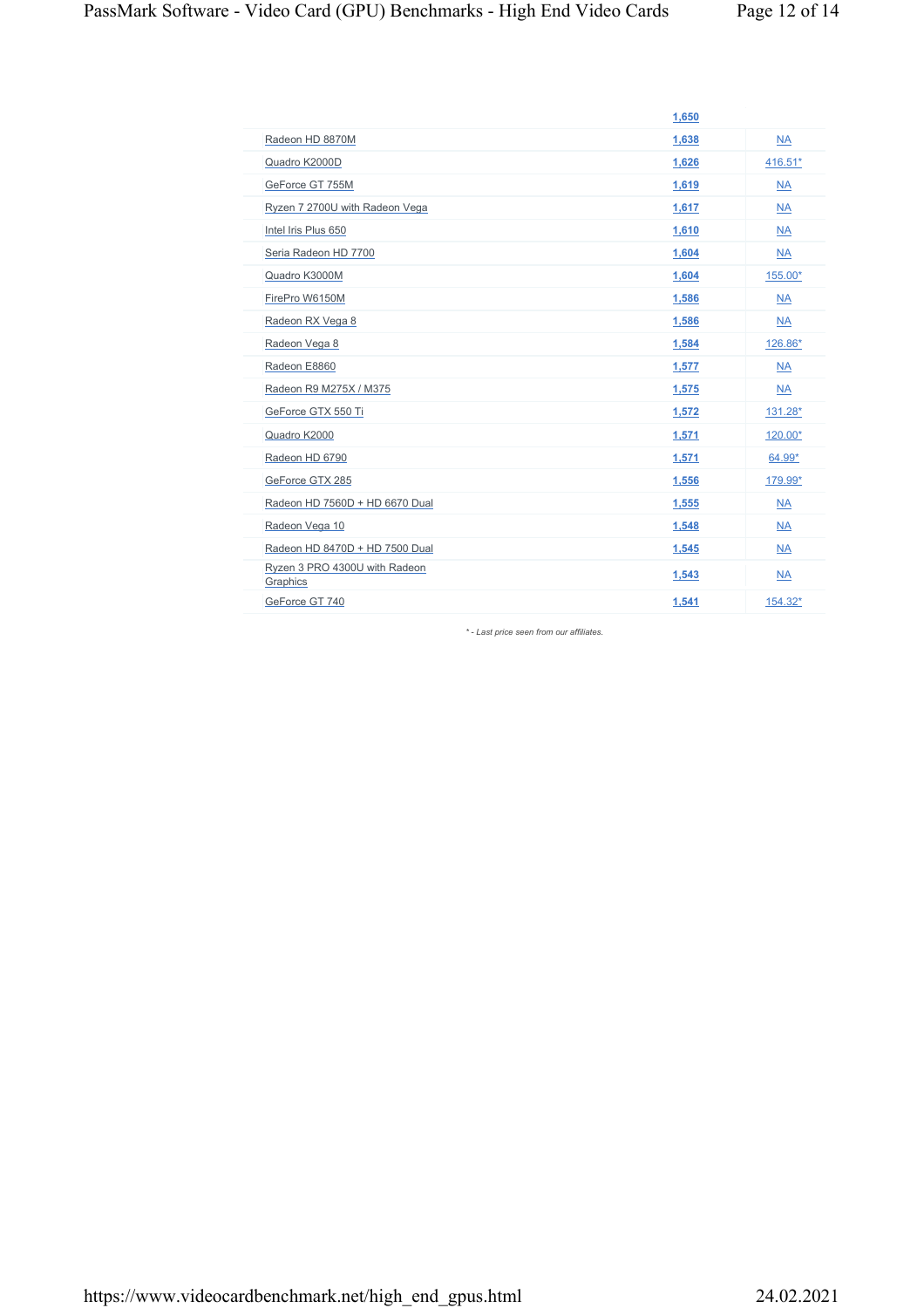| | | |
|---|---|---|
| | 1,650 | |
| Radeon HD 8870M | 1,638 | NA |
| Quadro K2000D | 1,626 | 416.51* |
| GeForce GT 755M | 1,619 | NA |
| Ryzen 7 2700U with Radeon Vega | 1,617 | NA |
| Intel Iris Plus 650 | 1,610 | NA |
| Seria Radeon HD 7700 | 1,604 | NA |
| Quadro K3000M | 1,604 | 155.00* |
| FirePro W6150M | 1,586 | NA |
| Radeon RX Vega 8 | 1,586 | NA |
| Radeon Vega 8 | 1,584 | 126.86* |
| Radeon E8860 | 1,577 | NA |
| Radeon R9 M275X / M375 | 1,575 | NA |
| GeForce GTX 550 Ti | 1,572 | 131.28* |
| Quadro K2000 | 1,571 | 120.00* |
| Radeon HD 6790 | 1,571 | 64.99* |
| GeForce GTX 285 | 1,556 | 179.99* |
| Radeon HD 7560D + HD 6670 Dual | 1,555 | NA |
| Radeon Vega 10 | 1,548 | NA |
| Radeon HD 8470D + HD 7500 Dual | 1,545 | NA |
| Ryzen 3 PRO 4300U with Radeon Graphics | 1,543 | NA |
| GeForce GT 740 | 1,541 | 154.32* |

*\* - Last price seen from our affiliates.*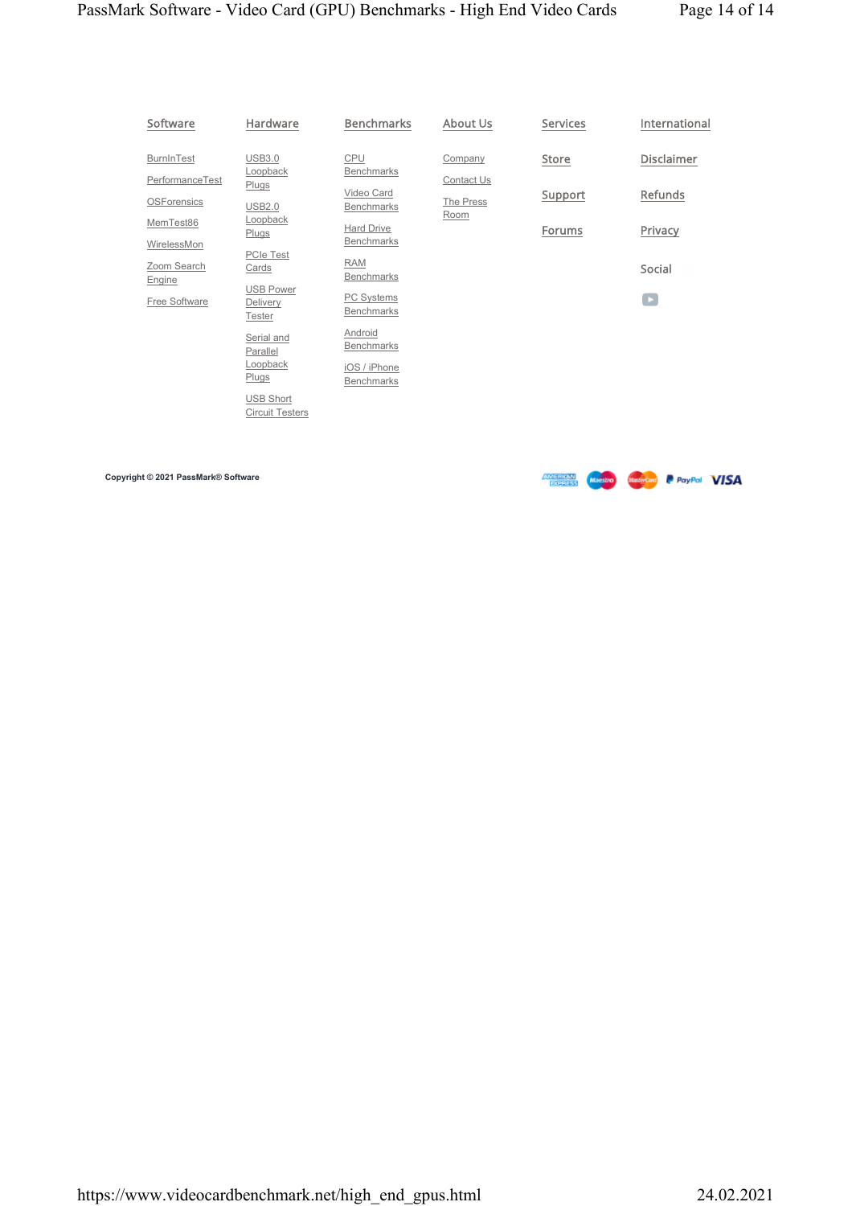**Software**

- BurnInTest
- PerformanceTest
- OSForensics
- MemTest86
- WirelessMon
- Zoom Search Engine
- Free Software

**Hardware**

- USB3.0 Loopback Plugs
- USB2.0 Loopback Plugs
- PCIe Test Cards
- USB Power Delivery Tester
- Serial and Parallel Loopback Plugs
- USB Short Circuit Testers

**Benchmarks**

- CPU Benchmarks
- Video Card Benchmarks
- Hard Drive Benchmarks
- RAM Benchmarks
- PC Systems Benchmarks
- Android Benchmarks
- iOS / iPhone Benchmarks

**About Us**

- Company
- Contact Us
- The Press Room

**Services**

- Store
- Support
- Forums

**International**

- Disclaimer
- Refunds
- Privacy

Social

**Copyright © 2021 PassMark® Software**

AMERICAN EXPRESS Maestro MasterCard PayPal VISA